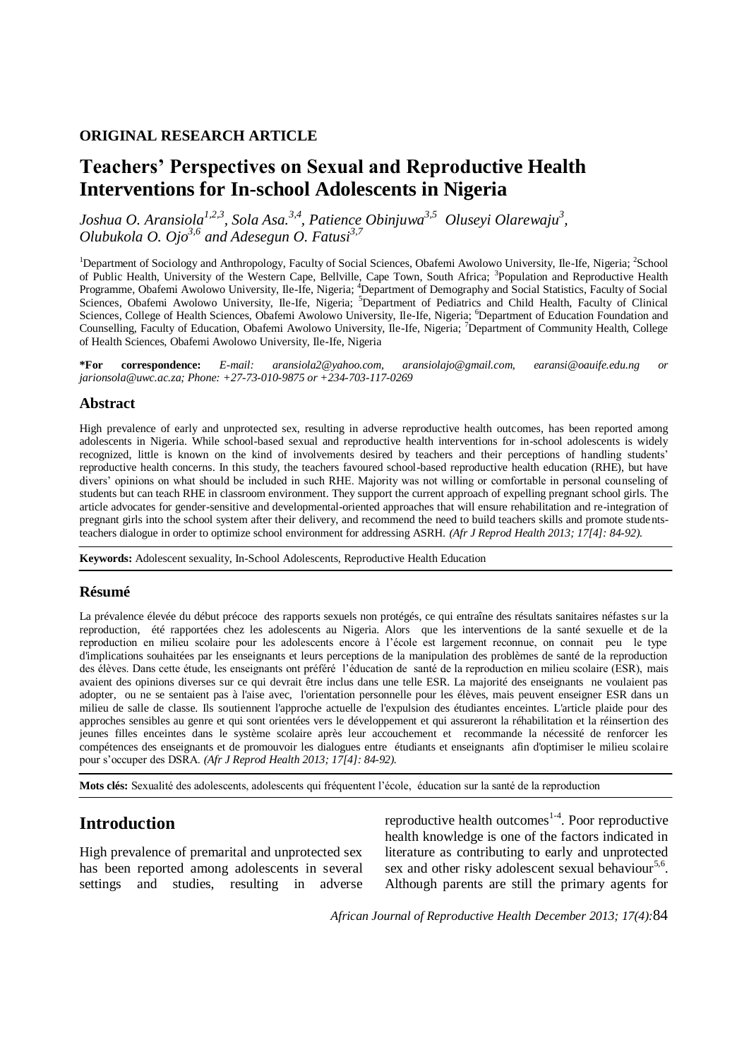**ORIGINAL RESEARCH ARTICLE**

# Teachers' Perspectives on Sexual and Reproductive Health Interventions for In-school Adolescents in Nigeria

*Joshua O. Aransiola[1,2,3], Sola Asa.[3,4], Patience Obinjuwa[3,5] Oluseyi Olarewaju[3], Olubukola O. Ojo[3,6] and Adesegun O. Fatusi[3,7]*

[1]Department of Sociology and Anthropology, Faculty of Social Sciences, Obafemi Awolowo University, Ile-Ife, Nigeria; [2]School of Public Health, University of the Western Cape, Bellville, Cape Town, South Africa; [3]Population and Reproductive Health Programme, Obafemi Awolowo University, Ile-Ife, Nigeria; [4]Department of Demography and Social Statistics, Faculty of Social Sciences, Obafemi Awolowo University, Ile-Ife, Nigeria; [5]Department of Pediatrics and Child Health, Faculty of Clinical Sciences, College of Health Sciences, Obafemi Awolowo University, Ile-Ife, Nigeria; [6]Department of Education Foundation and Counselling, Faculty of Education, Obafemi Awolowo University, Ile-Ife, Nigeria; [7]Department of Community Health, College of Health Sciences, Obafemi Awolowo University, Ile-Ife, Nigeria

**\*For correspondence:** *E-mail: aransiola2@yahoo.com, aransiolajo@gmail.com, earansi@oauife.edu.ng or jarionsola@uwc.ac.za; Phone: +27-73-010-9875 or +234-703-117-0269*

## Abstract

High prevalence of early and unprotected sex, resulting in adverse reproductive health outcomes, has been reported among adolescents in Nigeria. While school-based sexual and reproductive health interventions for in-school adolescents is widely recognized, little is known on the kind of involvements desired by teachers and their perceptions of handling students' reproductive health concerns. In this study, the teachers favoured school-based reproductive health education (RHE), but have divers' opinions on what should be included in such RHE. Majority was not willing or comfortable in personal counseling of students but can teach RHE in classroom environment. They support the current approach of expelling pregnant school girls. The article advocates for gender-sensitive and developmental-oriented approaches that will ensure rehabilitation and re-integration of pregnant girls into the school system after their delivery, and recommend the need to build teachers skills and promote students-teachers dialogue in order to optimize school environment for addressing ASRH. *(Afr J Reprod Health 2013; 17[4]: 84-92).*

**Keywords:** Adolescent sexuality, In-School Adolescents, Reproductive Health Education

## Résumé

La prévalence élevée du début précoce des rapports sexuels non protégés, ce qui entraîne des résultats sanitaires néfastes sur la reproduction, été rapportées chez les adolescents au Nigeria. Alors que les interventions de la santé sexuelle et de la reproduction en milieu scolaire pour les adolescents encore à l'école est largement reconnue, on connait peu le type d'implications souhaitées par les enseignants et leurs perceptions de la manipulation des problèmes de santé de la reproduction des élèves. Dans cette étude, les enseignants ont préféré l'éducation de santé de la reproduction en milieu scolaire (ESR), mais avaient des opinions diverses sur ce qui devrait être inclus dans une telle ESR. La majorité des enseignants ne voulaient pas adopter, ou ne se sentaient pas à l'aise avec, l'orientation personnelle pour les élèves, mais peuvent enseigner ESR dans un milieu de salle de classe. Ils soutiennent l'approche actuelle de l'expulsion des étudiantes enceintes. L'article plaide pour des approches sensibles au genre et qui sont orientées vers le développement et qui assureront la réhabilitation et la réinsertion des jeunes filles enceintes dans le système scolaire après leur accouchement et recommande la nécessité de renforcer les compétences des enseignants et de promouvoir les dialogues entre étudiants et enseignants afin d'optimiser le milieu scolaire pour s'occuper des DSRA. *(Afr J Reprod Health 2013; 17[4]: 84-92).*

**Mots clés:** Sexualité des adolescents, adolescents qui fréquentent l'école, éducation sur la santé de la reproduction

## Introduction

High prevalence of premarital and unprotected sex has been reported among adolescents in several settings and studies, resulting in adverse reproductive health outcomes[1-4]. Poor reproductive health knowledge is one of the factors indicated in literature as contributing to early and unprotected sex and other risky adolescent sexual behaviour[5,6]. Although parents are still the primary agents for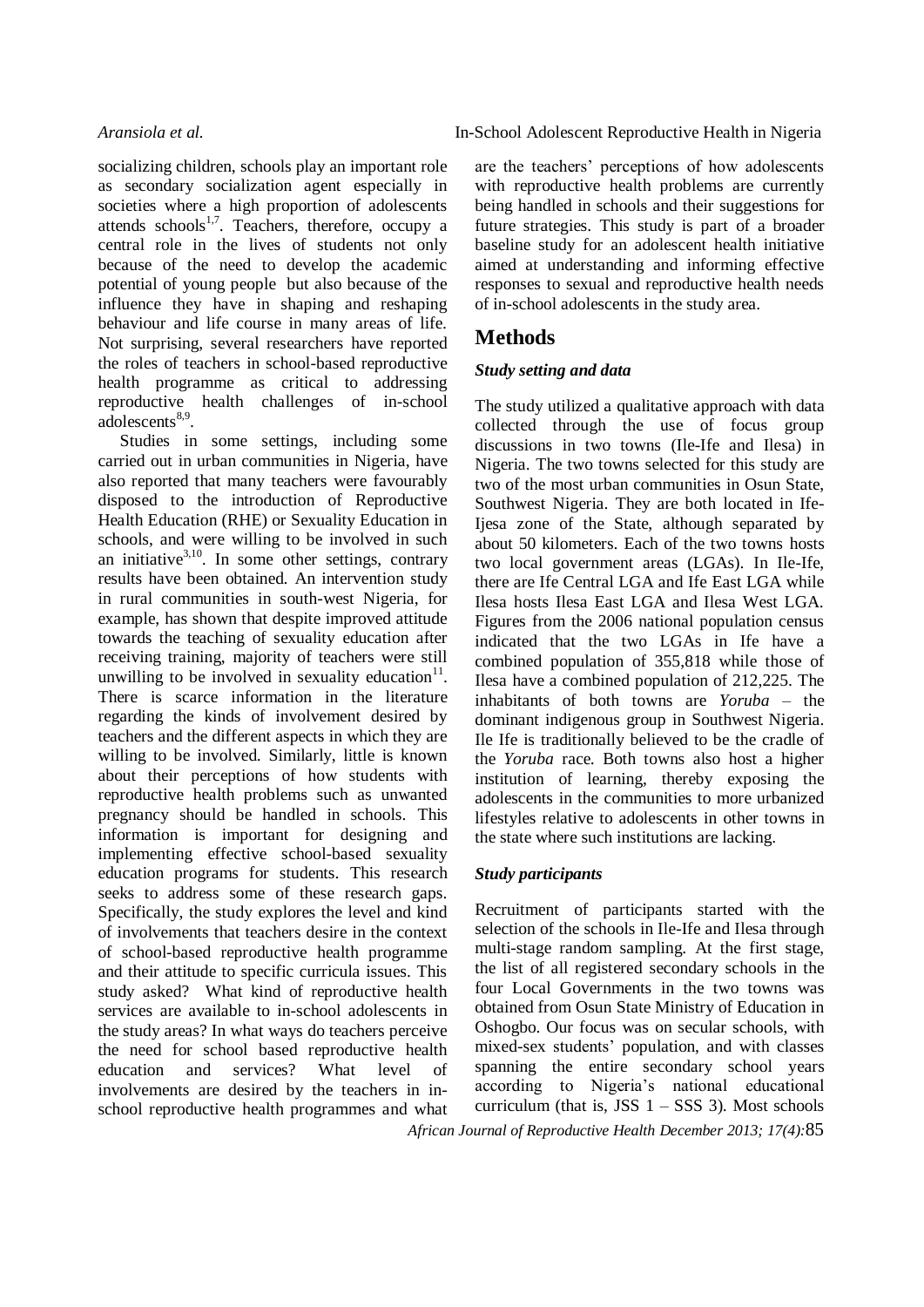socializing children, schools play an important role as secondary socialization agent especially in societies where a high proportion of adolescents attends schools[1,7]. Teachers, therefore, occupy a central role in the lives of students not only because of the need to develop the academic potential of young people but also because of the influence they have in shaping and reshaping behaviour and life course in many areas of life. Not surprising, several researchers have reported the roles of teachers in school-based reproductive health programme as critical to addressing reproductive health challenges of in-school adolescents[8,9].

Studies in some settings, including some carried out in urban communities in Nigeria, have also reported that many teachers were favourably disposed to the introduction of Reproductive Health Education (RHE) or Sexuality Education in schools, and were willing to be involved in such an initiative[3,10]. In some other settings, contrary results have been obtained. An intervention study in rural communities in south-west Nigeria, for example, has shown that despite improved attitude towards the teaching of sexuality education after receiving training, majority of teachers were still unwilling to be involved in sexuality education[11]. There is scarce information in the literature regarding the kinds of involvement desired by teachers and the different aspects in which they are willing to be involved. Similarly, little is known about their perceptions of how students with reproductive health problems such as unwanted pregnancy should be handled in schools. This information is important for designing and implementing effective school-based sexuality education programs for students. This research seeks to address some of these research gaps. Specifically, the study explores the level and kind of involvements that teachers desire in the context of school-based reproductive health programme and their attitude to specific curricula issues. This study asked? What kind of reproductive health services are available to in-school adolescents in the study areas? In what ways do teachers perceive the need for school based reproductive health education and services? What level of involvements are desired by the teachers in in-school reproductive health programmes and what are the teachers' perceptions of how adolescents with reproductive health problems are currently being handled in schools and their suggestions for future strategies. This study is part of a broader baseline study for an adolescent health initiative aimed at understanding and informing effective responses to sexual and reproductive health needs of in-school adolescents in the study area.

## Methods

### *Study setting and data*

The study utilized a qualitative approach with data collected through the use of focus group discussions in two towns (Ile-Ife and Ilesa) in Nigeria. The two towns selected for this study are two of the most urban communities in Osun State, Southwest Nigeria. They are both located in Ife-Ijesa zone of the State, although separated by about 50 kilometers. Each of the two towns hosts two local government areas (LGAs). In Ile-Ife, there are Ife Central LGA and Ife East LGA while Ilesa hosts Ilesa East LGA and Ilesa West LGA. Figures from the 2006 national population census indicated that the two LGAs in Ife have a combined population of 355,818 while those of Ilesa have a combined population of 212,225. The inhabitants of both towns are *Yoruba* – the dominant indigenous group in Southwest Nigeria. Ile Ife is traditionally believed to be the cradle of the *Yoruba* race. Both towns also host a higher institution of learning, thereby exposing the adolescents in the communities to more urbanized lifestyles relative to adolescents in other towns in the state where such institutions are lacking.

### *Study participants*

Recruitment of participants started with the selection of the schools in Ile-Ife and Ilesa through multi-stage random sampling. At the first stage, the list of all registered secondary schools in the four Local Governments in the two towns was obtained from Osun State Ministry of Education in Oshogbo. Our focus was on secular schools, with mixed-sex students' population, and with classes spanning the entire secondary school years according to Nigeria's national educational curriculum (that is, JSS 1 – SSS 3). Most schools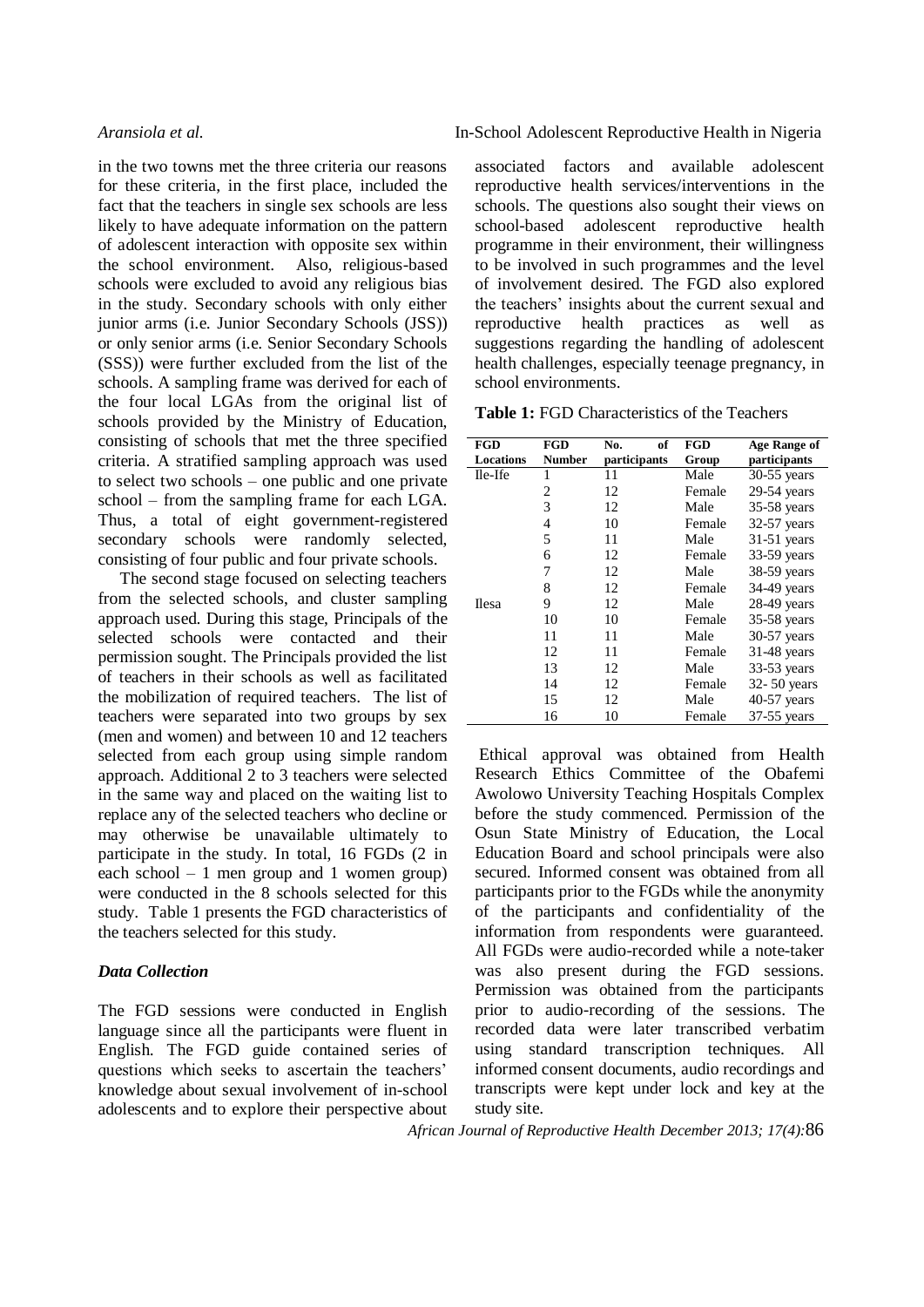in the two towns met the three criteria our reasons for these criteria, in the first place, included the fact that the teachers in single sex schools are less likely to have adequate information on the pattern of adolescent interaction with opposite sex within the school environment. Also, religious-based schools were excluded to avoid any religious bias in the study. Secondary schools with only either junior arms (i.e. Junior Secondary Schools (JSS)) or only senior arms (i.e. Senior Secondary Schools (SSS)) were further excluded from the list of the schools. A sampling frame was derived for each of the four local LGAs from the original list of schools provided by the Ministry of Education, consisting of schools that met the three specified criteria. A stratified sampling approach was used to select two schools – one public and one private school – from the sampling frame for each LGA. Thus, a total of eight government-registered secondary schools were randomly selected, consisting of four public and four private schools.

The second stage focused on selecting teachers from the selected schools, and cluster sampling approach used. During this stage, Principals of the selected schools were contacted and their permission sought. The Principals provided the list of teachers in their schools as well as facilitated the mobilization of required teachers. The list of teachers were separated into two groups by sex (men and women) and between 10 and 12 teachers selected from each group using simple random approach. Additional 2 to 3 teachers were selected in the same way and placed on the waiting list to replace any of the selected teachers who decline or may otherwise be unavailable ultimately to participate in the study. In total, 16 FGDs (2 in each school – 1 men group and 1 women group) were conducted in the 8 schools selected for this study. Table 1 presents the FGD characteristics of the teachers selected for this study.

### *Data Collection*

The FGD sessions were conducted in English language since all the participants were fluent in English. The FGD guide contained series of questions which seeks to ascertain the teachers' knowledge about sexual involvement of in-school adolescents and to explore their perspective about associated factors and available adolescent reproductive health services/interventions in the schools. The questions also sought their views on school-based adolescent reproductive health programme in their environment, their willingness to be involved in such programmes and the level of involvement desired. The FGD also explored the teachers' insights about the current sexual and reproductive health practices as well as suggestions regarding the handling of adolescent health challenges, especially teenage pregnancy, in school environments.

**Table 1:** FGD Characteristics of the Teachers

| FGD Locations | FGD Number | No. of participants | FGD Group | Age Range of participants |
|---|---|---|---|---|
| Ile-Ife | 1 | 11 | Male | 30-55 years |
| | 2 | 12 | Female | 29-54 years |
| | 3 | 12 | Male | 35-58 years |
| | 4 | 10 | Female | 32-57 years |
| | 5 | 11 | Male | 31-51 years |
| | 6 | 12 | Female | 33-59 years |
| | 7 | 12 | Male | 38-59 years |
| | 8 | 12 | Female | 34-49 years |
| Ilesa | 9 | 12 | Male | 28-49 years |
| | 10 | 10 | Female | 35-58 years |
| | 11 | 11 | Male | 30-57 years |
| | 12 | 11 | Female | 31-48 years |
| | 13 | 12 | Male | 33-53 years |
| | 14 | 12 | Female | 32- 50 years |
| | 15 | 12 | Male | 40-57 years |
| | 16 | 10 | Female | 37-55 years |

Ethical approval was obtained from Health Research Ethics Committee of the Obafemi Awolowo University Teaching Hospitals Complex before the study commenced. Permission of the Osun State Ministry of Education, the Local Education Board and school principals were also secured. Informed consent was obtained from all participants prior to the FGDs while the anonymity of the participants and confidentiality of the information from respondents were guaranteed. All FGDs were audio-recorded while a note-taker was also present during the FGD sessions. Permission was obtained from the participants prior to audio-recording of the sessions. The recorded data were later transcribed verbatim using standard transcription techniques. All informed consent documents, audio recordings and transcripts were kept under lock and key at the study site.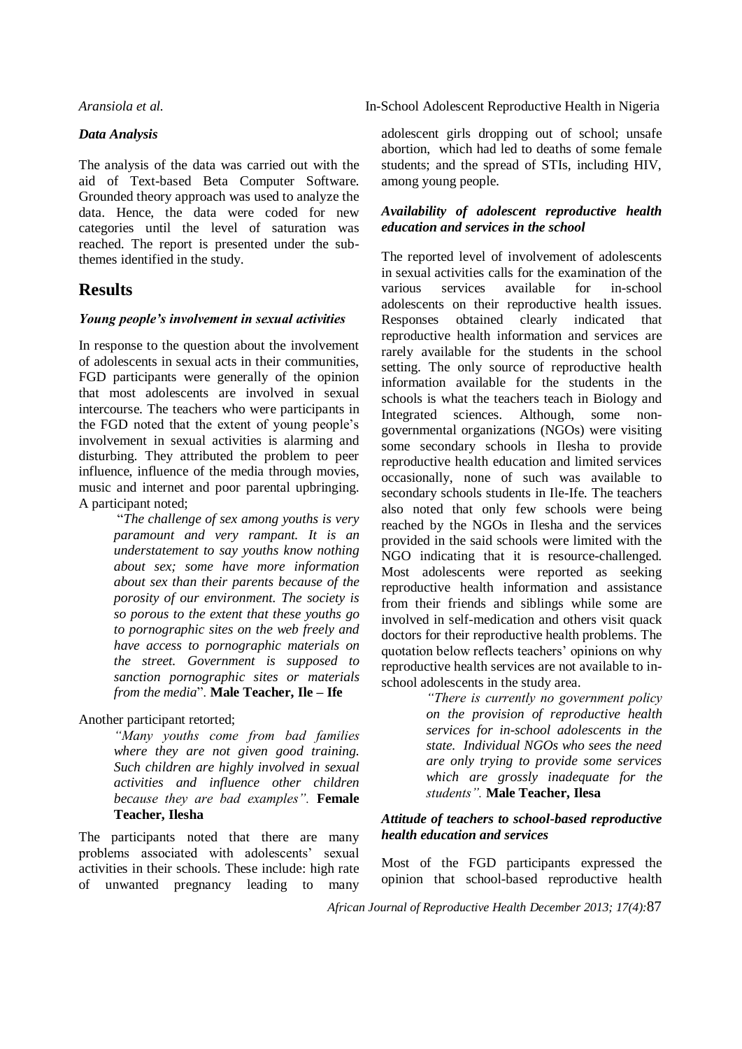### *Data Analysis*

The analysis of the data was carried out with the aid of Text-based Beta Computer Software. Grounded theory approach was used to analyze the data. Hence, the data were coded for new categories until the level of saturation was reached. The report is presented under the sub-themes identified in the study.

## Results

### *Young people's involvement in sexual activities*

In response to the question about the involvement of adolescents in sexual acts in their communities, FGD participants were generally of the opinion that most adolescents are involved in sexual intercourse. The teachers who were participants in the FGD noted that the extent of young people's involvement in sexual activities is alarming and disturbing. They attributed the problem to peer influence, influence of the media through movies, music and internet and poor parental upbringing. A participant noted;

> "*The challenge of sex among youths is very paramount and very rampant. It is an understatement to say youths know nothing about sex; some have more information about sex than their parents because of the porosity of our environment. The society is so porous to the extent that these youths go to pornographic sites on the web freely and have access to pornographic materials on the street. Government is supposed to sanction pornographic sites or materials from the media*". **Male Teacher, Ile – Ife**

Another participant retorted;

> *"Many youths come from bad families where they are not given good training. Such children are highly involved in sexual activities and influence other children because they are bad examples".* **Female Teacher, Ilesha**

The participants noted that there are many problems associated with adolescents' sexual activities in their schools. These include: high rate of unwanted pregnancy leading to many adolescent girls dropping out of school; unsafe abortion, which had led to deaths of some female students; and the spread of STIs, including HIV, among young people.

### *Availability of adolescent reproductive health education and services in the school*

The reported level of involvement of adolescents in sexual activities calls for the examination of the various services available for in-school adolescents on their reproductive health issues. Responses obtained clearly indicated that reproductive health information and services are rarely available for the students in the school setting. The only source of reproductive health information available for the students in the schools is what the teachers teach in Biology and Integrated sciences. Although, some non-governmental organizations (NGOs) were visiting some secondary schools in Ilesha to provide reproductive health education and limited services occasionally, none of such was available to secondary schools students in Ile-Ife. The teachers also noted that only few schools were being reached by the NGOs in Ilesha and the services provided in the said schools were limited with the NGO indicating that it is resource-challenged. Most adolescents were reported as seeking reproductive health information and assistance from their friends and siblings while some are involved in self-medication and others visit quack doctors for their reproductive health problems. The quotation below reflects teachers' opinions on why reproductive health services are not available to in-school adolescents in the study area.

> *"There is currently no government policy on the provision of reproductive health services for in-school adolescents in the state. Individual NGOs who sees the need are only trying to provide some services which are grossly inadequate for the students".* **Male Teacher, Ilesa**

### *Attitude of teachers to school-based reproductive health education and services*

Most of the FGD participants expressed the opinion that school-based reproductive health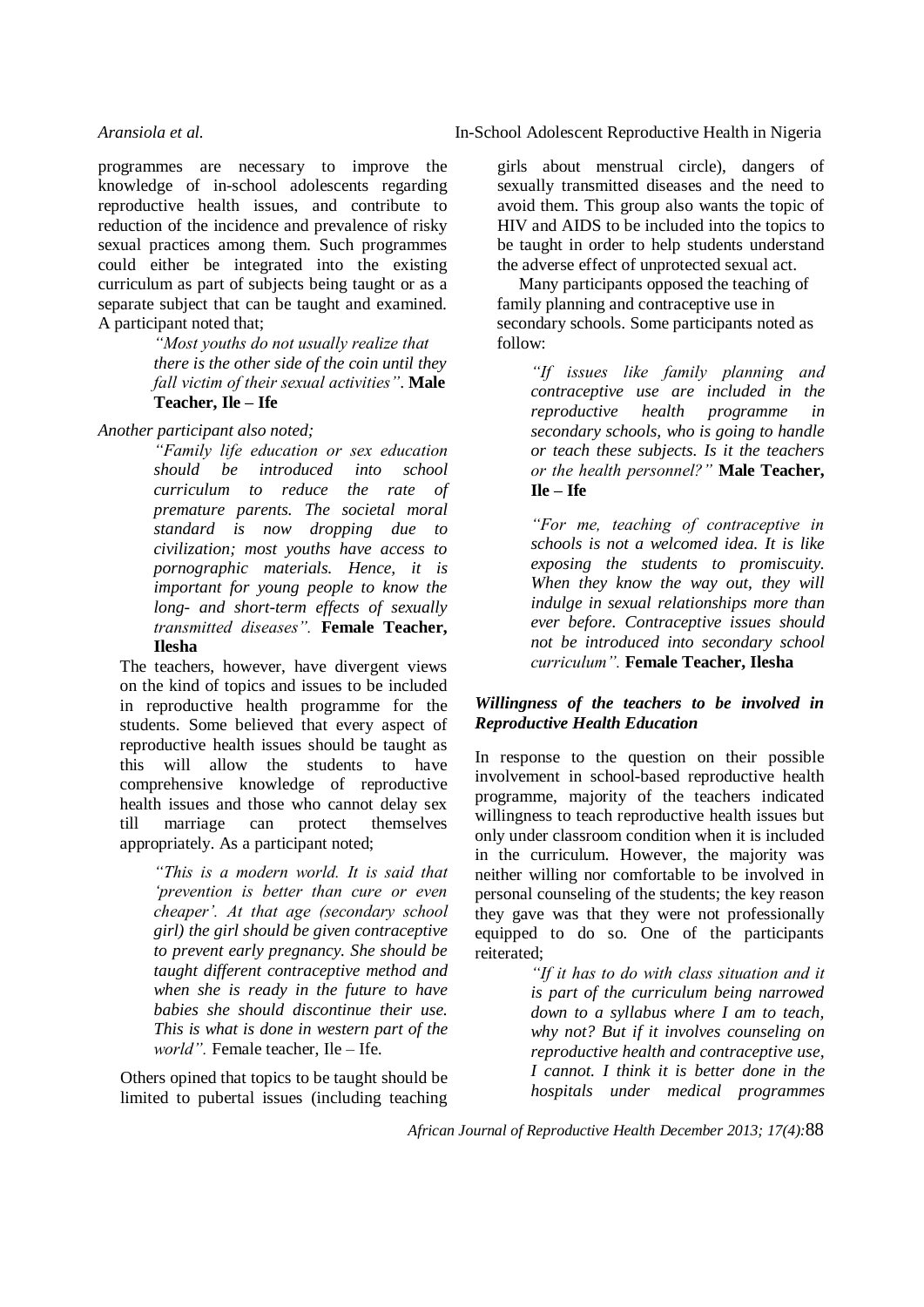programmes are necessary to improve the knowledge of in-school adolescents regarding reproductive health issues, and contribute to reduction of the incidence and prevalence of risky sexual practices among them. Such programmes could either be integrated into the existing curriculum as part of subjects being taught or as a separate subject that can be taught and examined. A participant noted that;

> *"Most youths do not usually realize that there is the other side of the coin until they fall victim of their sexual activities"*. **Male Teacher, Ile – Ife**

*Another participant also noted;*

> *"Family life education or sex education should be introduced into school curriculum to reduce the rate of premature parents. The societal moral standard is now dropping due to civilization; most youths have access to pornographic materials. Hence, it is important for young people to know the long- and short-term effects of sexually transmitted diseases".* **Female Teacher, Ilesha**

The teachers, however, have divergent views on the kind of topics and issues to be included in reproductive health programme for the students. Some believed that every aspect of reproductive health issues should be taught as this will allow the students to have comprehensive knowledge of reproductive health issues and those who cannot delay sex till marriage can protect themselves appropriately. As a participant noted;

> *"This is a modern world. It is said that 'prevention is better than cure or even cheaper'. At that age (secondary school girl) the girl should be given contraceptive to prevent early pregnancy. She should be taught different contraceptive method and when she is ready in the future to have babies she should discontinue their use. This is what is done in western part of the world".* Female teacher, Ile – Ife.

Others opined that topics to be taught should be limited to pubertal issues (including teaching girls about menstrual circle), dangers of sexually transmitted diseases and the need to avoid them. This group also wants the topic of HIV and AIDS to be included into the topics to be taught in order to help students understand the adverse effect of unprotected sexual act.

Many participants opposed the teaching of family planning and contraceptive use in secondary schools. Some participants noted as follow:

> *"If issues like family planning and contraceptive use are included in the reproductive health programme in secondary schools, who is going to handle or teach these subjects. Is it the teachers or the health personnel?"* **Male Teacher, Ile – Ife**

> *"For me, teaching of contraceptive in schools is not a welcomed idea. It is like exposing the students to promiscuity. When they know the way out, they will indulge in sexual relationships more than ever before. Contraceptive issues should not be introduced into secondary school curriculum".* **Female Teacher, Ilesha**

### ***Willingness of the teachers to be involved in Reproductive Health Education***

In response to the question on their possible involvement in school-based reproductive health programme, majority of the teachers indicated willingness to teach reproductive health issues but only under classroom condition when it is included in the curriculum. However, the majority was neither willing nor comfortable to be involved in personal counseling of the students; the key reason they gave was that they were not professionally equipped to do so. One of the participants reiterated;

> *"If it has to do with class situation and it is part of the curriculum being narrowed down to a syllabus where I am to teach, why not? But if it involves counseling on reproductive health and contraceptive use, I cannot. I think it is better done in the hospitals under medical programmes*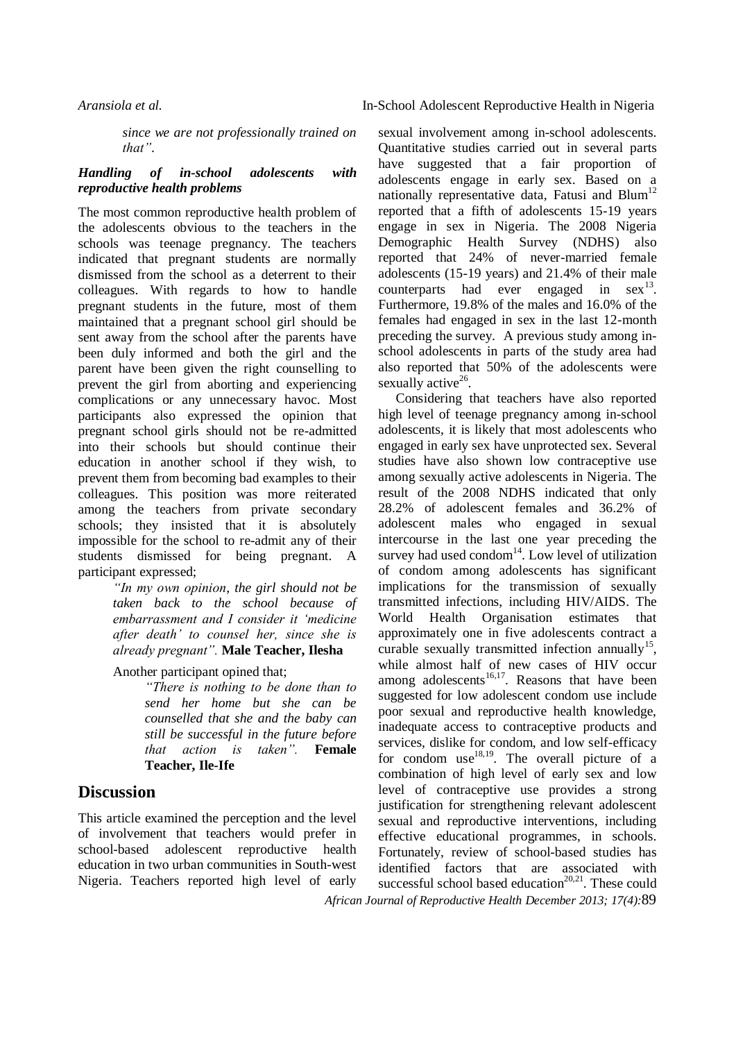*since we are not professionally trained on that".*

### *Handling of in-school adolescents with reproductive health problems*

The most common reproductive health problem of the adolescents obvious to the teachers in the schools was teenage pregnancy. The teachers indicated that pregnant students are normally dismissed from the school as a deterrent to their colleagues. With regards to how to handle pregnant students in the future, most of them maintained that a pregnant school girl should be sent away from the school after the parents have been duly informed and both the girl and the parent have been given the right counselling to prevent the girl from aborting and experiencing complications or any unnecessary havoc. Most participants also expressed the opinion that pregnant school girls should not be re-admitted into their schools but should continue their education in another school if they wish, to prevent them from becoming bad examples to their colleagues. This position was more reiterated among the teachers from private secondary schools; they insisted that it is absolutely impossible for the school to re-admit any of their students dismissed for being pregnant. A participant expressed;

> *"In my own opinion, the girl should not be taken back to the school because of embarrassment and I consider it 'medicine after death' to counsel her, since she is already pregnant".* **Male Teacher, Ilesha**

Another participant opined that;

> *"There is nothing to be done than to send her home but she can be counselled that she and the baby can still be successful in the future before that action is taken".* **Female Teacher, Ile-Ife**

## Discussion

This article examined the perception and the level of involvement that teachers would prefer in school-based adolescent reproductive health education in two urban communities in South-west Nigeria. Teachers reported high level of early sexual involvement among in-school adolescents. Quantitative studies carried out in several parts have suggested that a fair proportion of adolescents engage in early sex. Based on a nationally representative data, Fatusi and Blum[12] reported that a fifth of adolescents 15-19 years engage in sex in Nigeria. The 2008 Nigeria Demographic Health Survey (NDHS) also reported that 24% of never-married female adolescents (15-19 years) and 21.4% of their male counterparts had ever engaged in sex[13]. Furthermore, 19.8% of the males and 16.0% of the females had engaged in sex in the last 12-month preceding the survey. A previous study among in-school adolescents in parts of the study area had also reported that 50% of the adolescents were sexually active[26].

Considering that teachers have also reported high level of teenage pregnancy among in-school adolescents, it is likely that most adolescents who engaged in early sex have unprotected sex. Several studies have also shown low contraceptive use among sexually active adolescents in Nigeria. The result of the 2008 NDHS indicated that only 28.2% of adolescent females and 36.2% of adolescent males who engaged in sexual intercourse in the last one year preceding the survey had used condom[14]. Low level of utilization of condom among adolescents has significant implications for the transmission of sexually transmitted infections, including HIV/AIDS. The World Health Organisation estimates that approximately one in five adolescents contract a curable sexually transmitted infection annually[15], while almost half of new cases of HIV occur among adolescents[16,17]. Reasons that have been suggested for low adolescent condom use include poor sexual and reproductive health knowledge, inadequate access to contraceptive products and services, dislike for condom, and low self-efficacy for condom use[18,19]. The overall picture of a combination of high level of early sex and low level of contraceptive use provides a strong justification for strengthening relevant adolescent sexual and reproductive interventions, including effective educational programmes, in schools. Fortunately, review of school-based studies has identified factors that are associated with successful school based education[20,21]. These could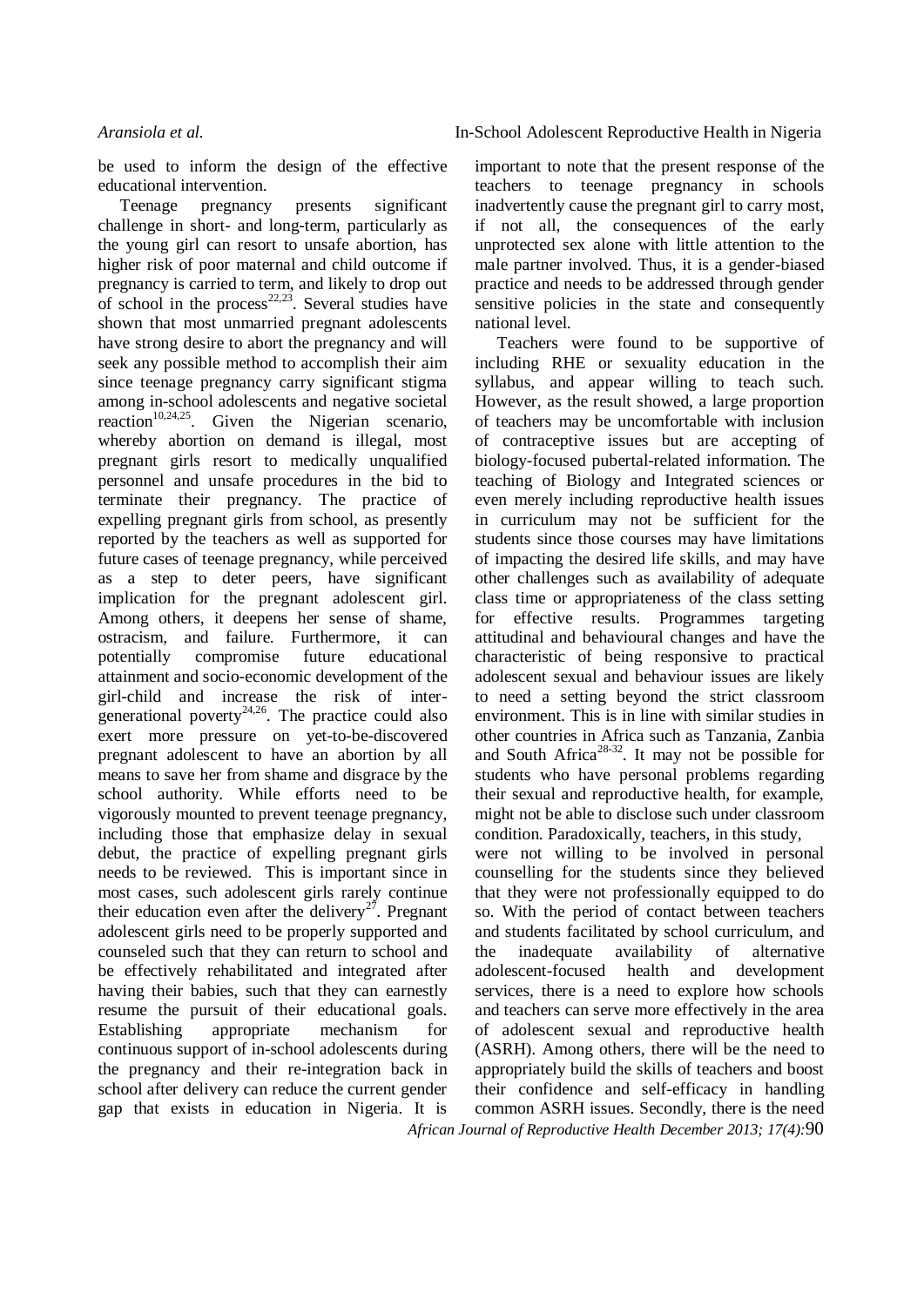be used to inform the design of the effective educational intervention.

Teenage pregnancy presents significant challenge in short- and long-term, particularly as the young girl can resort to unsafe abortion, has higher risk of poor maternal and child outcome if pregnancy is carried to term, and likely to drop out of school in the process[22,23]. Several studies have shown that most unmarried pregnant adolescents have strong desire to abort the pregnancy and will seek any possible method to accomplish their aim since teenage pregnancy carry significant stigma among in-school adolescents and negative societal reaction[10,24,25]. Given the Nigerian scenario, whereby abortion on demand is illegal, most pregnant girls resort to medically unqualified personnel and unsafe procedures in the bid to terminate their pregnancy. The practice of expelling pregnant girls from school, as presently reported by the teachers as well as supported for future cases of teenage pregnancy, while perceived as a step to deter peers, have significant implication for the pregnant adolescent girl. Among others, it deepens her sense of shame, ostracism, and failure. Furthermore, it can potentially compromise future educational attainment and socio-economic development of the girl-child and increase the risk of inter-generational poverty[24,26]. The practice could also exert more pressure on yet-to-be-discovered pregnant adolescent to have an abortion by all means to save her from shame and disgrace by the school authority. While efforts need to be vigorously mounted to prevent teenage pregnancy, including those that emphasize delay in sexual debut, the practice of expelling pregnant girls needs to be reviewed. This is important since in most cases, such adolescent girls rarely continue their education even after the delivery[27]. Pregnant adolescent girls need to be properly supported and counseled such that they can return to school and be effectively rehabilitated and integrated after having their babies, such that they can earnestly resume the pursuit of their educational goals. Establishing appropriate mechanism for continuous support of in-school adolescents during the pregnancy and their re-integration back in school after delivery can reduce the current gender gap that exists in education in Nigeria. It is important to note that the present response of the teachers to teenage pregnancy in schools inadvertently cause the pregnant girl to carry most, if not all, the consequences of the early unprotected sex alone with little attention to the male partner involved. Thus, it is a gender-biased practice and needs to be addressed through gender sensitive policies in the state and consequently national level.

Teachers were found to be supportive of including RHE or sexuality education in the syllabus, and appear willing to teach such. However, as the result showed, a large proportion of teachers may be uncomfortable with inclusion of contraceptive issues but are accepting of biology-focused pubertal-related information. The teaching of Biology and Integrated sciences or even merely including reproductive health issues in curriculum may not be sufficient for the students since those courses may have limitations of impacting the desired life skills, and may have other challenges such as availability of adequate class time or appropriateness of the class setting for effective results. Programmes targeting attitudinal and behavioural changes and have the characteristic of being responsive to practical adolescent sexual and behaviour issues are likely to need a setting beyond the strict classroom environment. This is in line with similar studies in other countries in Africa such as Tanzania, Zanbia and South Africa[28-32]. It may not be possible for students who have personal problems regarding their sexual and reproductive health, for example, might not be able to disclose such under classroom condition. Paradoxically, teachers, in this study, were not willing to be involved in personal counselling for the students since they believed that they were not professionally equipped to do so. With the period of contact between teachers and students facilitated by school curriculum, and the inadequate availability of alternative adolescent-focused health and development services, there is a need to explore how schools and teachers can serve more effectively in the area of adolescent sexual and reproductive health (ASRH). Among others, there will be the need to appropriately build the skills of teachers and boost their confidence and self-efficacy in handling common ASRH issues. Secondly, there is the need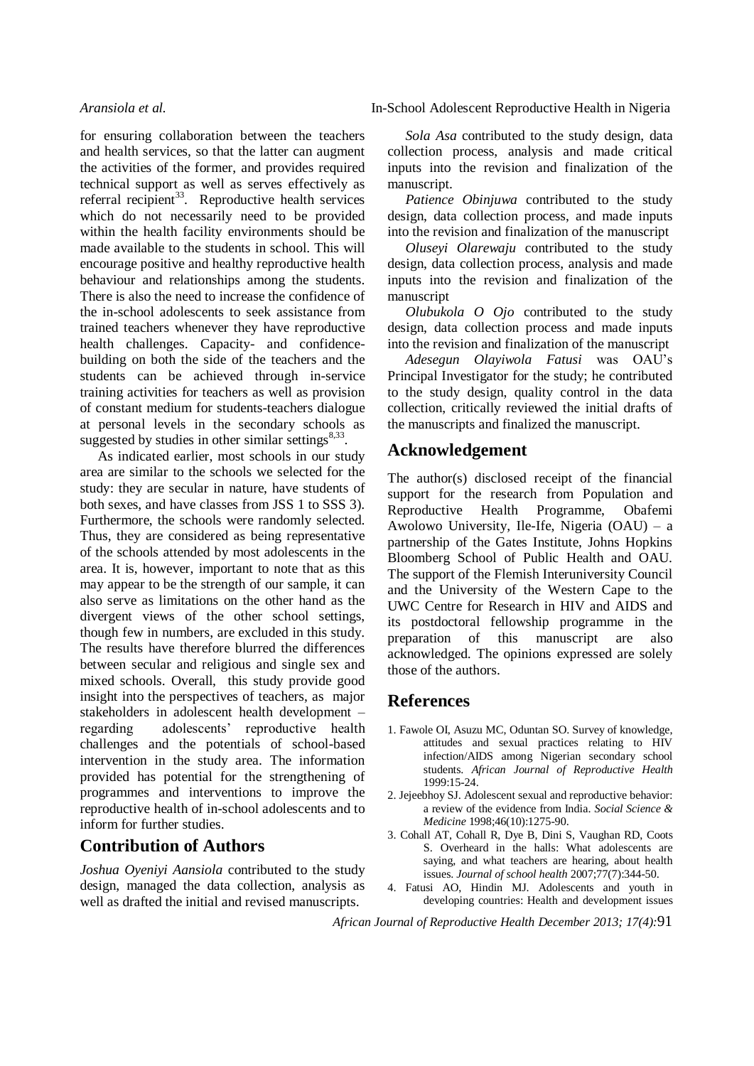for ensuring collaboration between the teachers and health services, so that the latter can augment the activities of the former, and provides required technical support as well as serves effectively as referral recipient[33]. Reproductive health services which do not necessarily need to be provided within the health facility environments should be made available to the students in school. This will encourage positive and healthy reproductive health behaviour and relationships among the students. There is also the need to increase the confidence of the in-school adolescents to seek assistance from trained teachers whenever they have reproductive health challenges. Capacity- and confidence-building on both the side of the teachers and the students can be achieved through in-service training activities for teachers as well as provision of constant medium for students-teachers dialogue at personal levels in the secondary schools as suggested by studies in other similar settings[8,33].

As indicated earlier, most schools in our study area are similar to the schools we selected for the study: they are secular in nature, have students of both sexes, and have classes from JSS 1 to SSS 3). Furthermore, the schools were randomly selected. Thus, they are considered as being representative of the schools attended by most adolescents in the area. It is, however, important to note that as this may appear to be the strength of our sample, it can also serve as limitations on the other hand as the divergent views of the other school settings, though few in numbers, are excluded in this study. The results have therefore blurred the differences between secular and religious and single sex and mixed schools. Overall, this study provide good insight into the perspectives of teachers, as major stakeholders in adolescent health development – regarding adolescents' reproductive health challenges and the potentials of school-based intervention in the study area. The information provided has potential for the strengthening of programmes and interventions to improve the reproductive health of in-school adolescents and to inform for further studies.

## Contribution of Authors

*Joshua Oyeniyi Aansiola* contributed to the study design, managed the data collection, analysis as well as drafted the initial and revised manuscripts.

*Sola Asa* contributed to the study design, data collection process, analysis and made critical inputs into the revision and finalization of the manuscript.

*Patience Obinjuwa* contributed to the study design, data collection process, and made inputs into the revision and finalization of the manuscript

*Oluseyi Olarewaju* contributed to the study design, data collection process, analysis and made inputs into the revision and finalization of the manuscript

*Olubukola O Ojo* contributed to the study design, data collection process and made inputs into the revision and finalization of the manuscript

*Adesegun Olayiwola Fatusi* was OAU's Principal Investigator for the study; he contributed to the study design, quality control in the data collection, critically reviewed the initial drafts of the manuscripts and finalized the manuscript.

## Acknowledgement

The author(s) disclosed receipt of the financial support for the research from Population and Reproductive Health Programme, Obafemi Awolowo University, Ile-Ife, Nigeria (OAU) – a partnership of the Gates Institute, Johns Hopkins Bloomberg School of Public Health and OAU. The support of the Flemish Interuniversity Council and the University of the Western Cape to the UWC Centre for Research in HIV and AIDS and its postdoctoral fellowship programme in the preparation of this manuscript are also acknowledged. The opinions expressed are solely those of the authors.

## References

1. Fawole OI, Asuzu MC, Oduntan SO. Survey of knowledge, attitudes and sexual practices relating to HIV infection/AIDS among Nigerian secondary school students. *African Journal of Reproductive Health* 1999:15-24.
2. Jejeebhoy SJ. Adolescent sexual and reproductive behavior: a review of the evidence from India. *Social Science & Medicine* 1998;46(10):1275-90.
3. Cohall AT, Cohall R, Dye B, Dini S, Vaughan RD, Coots S. Overheard in the halls: What adolescents are saying, and what teachers are hearing, about health issues. *Journal of school health* 2007;77(7):344-50.
4. Fatusi AO, Hindin MJ. Adolescents and youth in developing countries: Health and development issues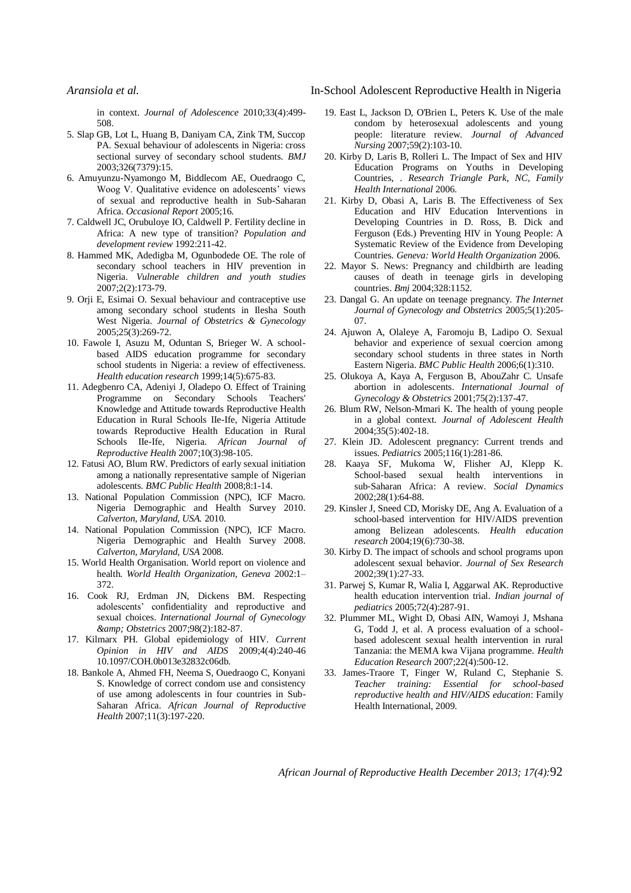in context. *Journal of Adolescence* 2010;33(4):499-508.

5. Slap GB, Lot L, Huang B, Daniyam CA, Zink TM, Succop PA. Sexual behaviour of adolescents in Nigeria: cross sectional survey of secondary school students. *BMJ* 2003;326(7379):15.
6. Amuyunzu-Nyamongo M, Biddlecom AE, Ouedraogo C, Woog V. Qualitative evidence on adolescents' views of sexual and reproductive health in Sub-Saharan Africa. *Occasional Report* 2005;16.
7. Caldwell JC, Orubuloye IO, Caldwell P. Fertility decline in Africa: A new type of transition? *Population and development review* 1992:211-42.
8. Hammed MK, Adedigba M, Ogunbodede OE. The role of secondary school teachers in HIV prevention in Nigeria. *Vulnerable children and youth studies* 2007;2(2):173-79.
9. Orji E, Esimai O. Sexual behaviour and contraceptive use among secondary school students in Ilesha South West Nigeria. *Journal of Obstetrics & Gynecology* 2005;25(3):269-72.
10. Fawole I, Asuzu M, Oduntan S, Brieger W. A school-based AIDS education programme for secondary school students in Nigeria: a review of effectiveness. *Health education research* 1999;14(5):675-83.
11. Adegbenro CA, Adeniyi J, Oladepo O. Effect of Training Programme on Secondary Schools Teachers' Knowledge and Attitude towards Reproductive Health Education in Rural Schools IIe-Ife, Nigeria Attitude towards Reproductive Health Education in Rural Schools IIe-Ife, Nigeria. *African Journal of Reproductive Health* 2007;10(3):98-105.
12. Fatusi AO, Blum RW. Predictors of early sexual initiation among a nationally representative sample of Nigerian adolescents. *BMC Public Health* 2008;8:1-14.
13. National Population Commission (NPC), ICF Macro. Nigeria Demographic and Health Survey 2010. *Calverton, Maryland, USA.* 2010.
14. National Population Commission (NPC), ICF Macro. Nigeria Demographic and Health Survey 2008. *Calverton, Maryland, USA* 2008.
15. World Health Organisation. World report on violence and health. *World Health Organization, Geneva* 2002:1–372.
16. Cook RJ, Erdman JN, Dickens BM. Respecting adolescents' confidentiality and reproductive and sexual choices. *International Journal of Gynecology &amp; Obstetrics* 2007;98(2):182-87.
17. Kilmarx PH. Global epidemiology of HIV. *Current Opinion in HIV and AIDS* 2009;4(4):240-46 10.1097/COH.0b013e32832c06db.
18. Bankole A, Ahmed FH, Neema S, Ouedraogo C, Konyani S. Knowledge of correct condom use and consistency of use among adolescents in four countries in Sub-Saharan Africa. *African Journal of Reproductive Health* 2007;11(3):197-220.
19. East L, Jackson D, O'Brien L, Peters K. Use of the male condom by heterosexual adolescents and young people: literature review. *Journal of Advanced Nursing* 2007;59(2):103-10.
20. Kirby D, Laris B, Rolleri L. The Impact of Sex and HIV Education Programs on Youths in Developing Countries, . *Research Triangle Park, NC, Family Health International* 2006.
21. Kirby D, Obasi A, Laris B. The Effectiveness of Sex Education and HIV Education Interventions in Developing Countries in D. Ross, B. Dick and Ferguson (Eds.) Preventing HIV in Young People: A Systematic Review of the Evidence from Developing Countries. *Geneva: World Health Organization* 2006.
22. Mayor S. News: Pregnancy and childbirth are leading causes of death in teenage girls in developing countries. *Bmj* 2004;328:1152.
23. Dangal G. An update on teenage pregnancy. *The Internet Journal of Gynecology and Obstetrics* 2005;5(1):205-07.
24. Ajuwon A, Olaleye A, Faromoju B, Ladipo O. Sexual behavior and experience of sexual coercion among secondary school students in three states in North Eastern Nigeria. *BMC Public Health* 2006;6(1):310.
25. Olukoya A, Kaya A, Ferguson B, AbouZahr C. Unsafe abortion in adolescents. *International Journal of Gynecology & Obstetrics* 2001;75(2):137-47.
26. Blum RW, Nelson-Mmari K. The health of young people in a global context. *Journal of Adolescent Health* 2004;35(5):402-18.
27. Klein JD. Adolescent pregnancy: Current trends and issues. *Pediatrics* 2005;116(1):281-86.
28. Kaaya SF, Mukoma W, Flisher AJ, Klepp K. School-based sexual health interventions in sub-Saharan Africa: A review. *Social Dynamics* 2002;28(1):64-88.
29. Kinsler J, Sneed CD, Morisky DE, Ang A. Evaluation of a school-based intervention for HIV/AIDS prevention among Belizean adolescents. *Health education research* 2004;19(6):730-38.
30. Kirby D. The impact of schools and school programs upon adolescent sexual behavior. *Journal of Sex Research* 2002;39(1):27-33.
31. Parwej S, Kumar R, Walia I, Aggarwal AK. Reproductive health education intervention trial. *Indian journal of pediatrics* 2005;72(4):287-91.
32. Plummer ML, Wight D, Obasi AIN, Wamoyi J, Mshana G, Todd J, et al. A process evaluation of a school-based adolescent sexual health intervention in rural Tanzania: the MEMA kwa Vijana programme. *Health Education Research* 2007;22(4):500-12.
33. James-Traore T, Finger W, Ruland C, Stephanie S. *Teacher training: Essential for school-based reproductive health and HIV/AIDS education*: Family Health International, 2009.